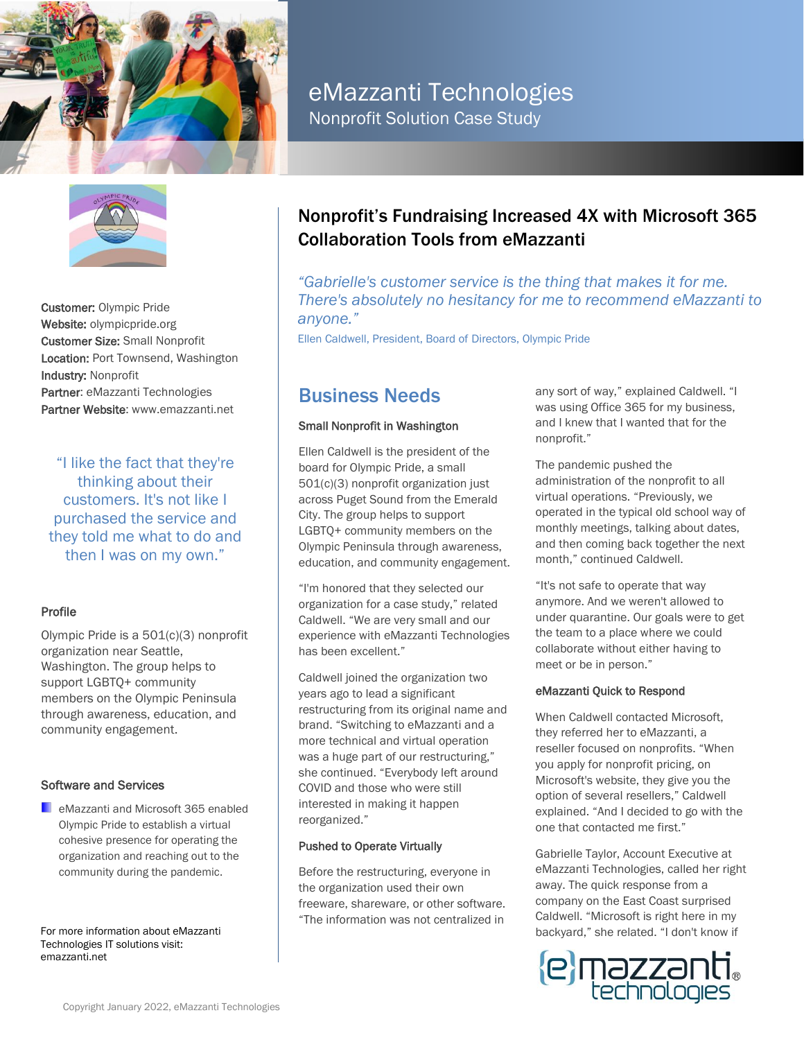# eMazzanti Technologies

Nonprofit Solution Case Study

**Customer:** Olympic Pride
**Website:** olympicpride.org
**Customer Size:** Small Nonprofit
**Location:** Port Townsend, Washington
**Industry:** Nonprofit
**Partner**: eMazzanti Technologies
**Partner Website**: www.emazzanti.net

"I like the fact that they're thinking about their customers. It's not like I purchased the service and they told me what to do and then I was on my own."

### Profile

Olympic Pride is a 501(c)(3) nonprofit organization near Seattle, Washington. The group helps to support LGBTQ+ community members on the Olympic Peninsula through awareness, education, and community engagement.

### Software and Services

- eMazzanti and Microsoft 365 enabled Olympic Pride to establish a virtual cohesive presence for operating the organization and reaching out to the community during the pandemic.

For more information about eMazzanti Technologies IT solutions visit: emazzanti.net

## Nonprofit's Fundraising Increased 4X with Microsoft 365 Collaboration Tools from eMazzanti

*"Gabrielle's customer service is the thing that makes it for me. There's absolutely no hesitancy for me to recommend eMazzanti to anyone."*

Ellen Caldwell, President, Board of Directors, Olympic Pride

## Business Needs

### Small Nonprofit in Washington

Ellen Caldwell is the president of the board for Olympic Pride, a small 501(c)(3) nonprofit organization just across Puget Sound from the Emerald City. The group helps to support LGBTQ+ community members on the Olympic Peninsula through awareness, education, and community engagement.

"I'm honored that they selected our organization for a case study," related Caldwell. "We are very small and our experience with eMazzanti Technologies has been excellent."

Caldwell joined the organization two years ago to lead a significant restructuring from its original name and brand. "Switching to eMazzanti and a more technical and virtual operation was a huge part of our restructuring," she continued. "Everybody left around COVID and those who were still interested in making it happen reorganized."

### Pushed to Operate Virtually

Before the restructuring, everyone in the organization used their own freeware, shareware, or other software. "The information was not centralized in any sort of way," explained Caldwell. "I was using Office 365 for my business, and I knew that I wanted that for the nonprofit."

The pandemic pushed the administration of the nonprofit to all virtual operations. "Previously, we operated in the typical old school way of monthly meetings, talking about dates, and then coming back together the next month," continued Caldwell.

"It's not safe to operate that way anymore. And we weren't allowed to under quarantine. Our goals were to get the team to a place where we could collaborate without either having to meet or be in person."

### eMazzanti Quick to Respond

When Caldwell contacted Microsoft, they referred her to eMazzanti, a reseller focused on nonprofits. "When you apply for nonprofit pricing, on Microsoft's website, they give you the option of several resellers," Caldwell explained. "And I decided to go with the one that contacted me first."

Gabrielle Taylor, Account Executive at eMazzanti Technologies, called her right away. The quick response from a company on the East Coast surprised Caldwell. "Microsoft is right here in my backyard," she related. "I don't know if

Copyright January 2022, eMazzanti Technologies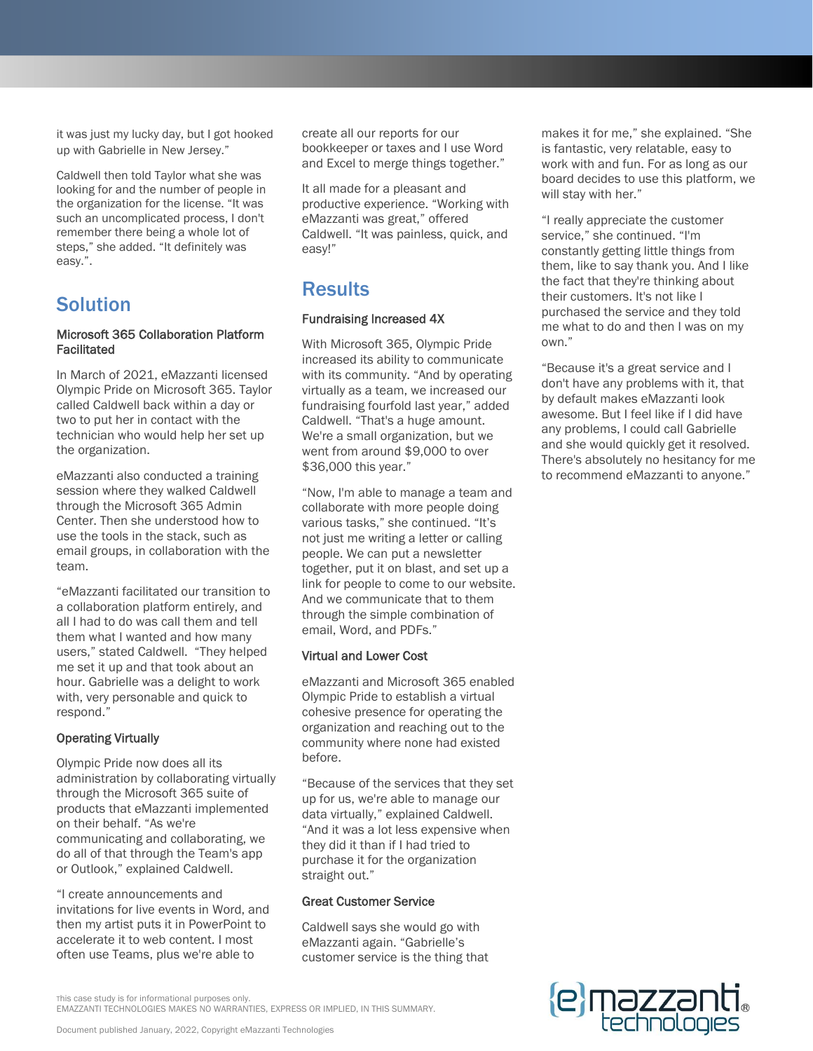it was just my lucky day, but I got hooked up with Gabrielle in New Jersey."

Caldwell then told Taylor what she was looking for and the number of people in the organization for the license. "It was such an uncomplicated process, I don't remember there being a whole lot of steps," she added. "It definitely was easy.".

## Solution

### Microsoft 365 Collaboration Platform Facilitated

In March of 2021, eMazzanti licensed Olympic Pride on Microsoft 365. Taylor called Caldwell back within a day or two to put her in contact with the technician who would help her set up the organization.

eMazzanti also conducted a training session where they walked Caldwell through the Microsoft 365 Admin Center. Then she understood how to use the tools in the stack, such as email groups, in collaboration with the team.

"eMazzanti facilitated our transition to a collaboration platform entirely, and all I had to do was call them and tell them what I wanted and how many users," stated Caldwell. "They helped me set it up and that took about an hour. Gabrielle was a delight to work with, very personable and quick to respond."

### Operating Virtually

Olympic Pride now does all its administration by collaborating virtually through the Microsoft 365 suite of products that eMazzanti implemented on their behalf. "As we're communicating and collaborating, we do all of that through the Team's app or Outlook," explained Caldwell.

"I create announcements and invitations for live events in Word, and then my artist puts it in PowerPoint to accelerate it to web content. I most often use Teams, plus we're able to create all our reports for our bookkeeper or taxes and I use Word and Excel to merge things together."

It all made for a pleasant and productive experience. "Working with eMazzanti was great," offered Caldwell. "It was painless, quick, and easy!"

## Results

### Fundraising Increased 4X

With Microsoft 365, Olympic Pride increased its ability to communicate with its community. "And by operating virtually as a team, we increased our fundraising fourfold last year," added Caldwell. "That's a huge amount. We're a small organization, but we went from around $9,000 to over $36,000 this year."

"Now, I'm able to manage a team and collaborate with more people doing various tasks," she continued. "It's not just me writing a letter or calling people. We can put a newsletter together, put it on blast, and set up a link for people to come to our website. And we communicate that to them through the simple combination of email, Word, and PDFs."

### Virtual and Lower Cost

eMazzanti and Microsoft 365 enabled Olympic Pride to establish a virtual cohesive presence for operating the organization and reaching out to the community where none had existed before.

"Because of the services that they set up for us, we're able to manage our data virtually," explained Caldwell. "And it was a lot less expensive when they did it than if I had tried to purchase it for the organization straight out."

### Great Customer Service

Caldwell says she would go with eMazzanti again. "Gabrielle's customer service is the thing that makes it for me," she explained. "She is fantastic, very relatable, easy to work with and fun. For as long as our board decides to use this platform, we will stay with her."

"I really appreciate the customer service," she continued. "I'm constantly getting little things from them, like to say thank you. And I like the fact that they're thinking about their customers. It's not like I purchased the service and they told me what to do and then I was on my own."

"Because it's a great service and I don't have any problems with it, that by default makes eMazzanti look awesome. But I feel like if I did have any problems, I could call Gabrielle and she would quickly get it resolved. There's absolutely no hesitancy for me to recommend eMazzanti to anyone."

This case study is for informational purposes only.
EMAZZANTI TECHNOLOGIES MAKES NO WARRANTIES, EXPRESS OR IMPLIED, IN THIS SUMMARY.

Document published January, 2022, Copyright eMazzanti Technologies